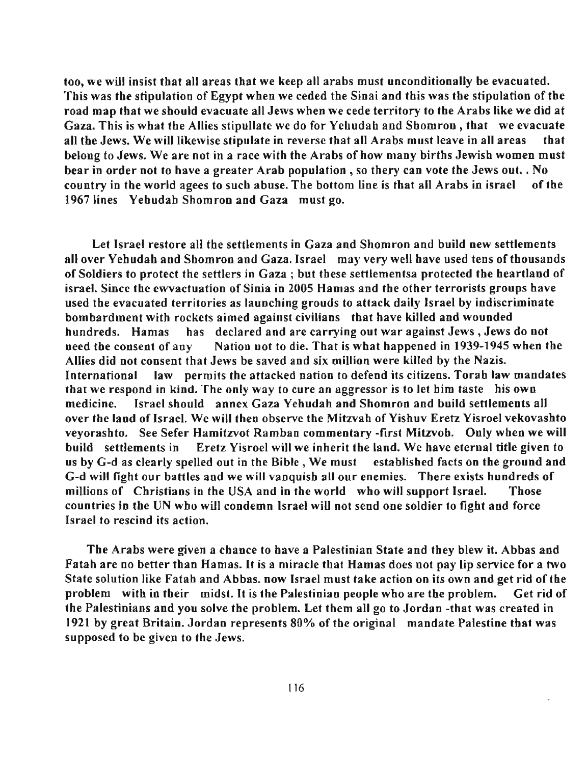too, we will insist that all areas that we keep all arabs must unconditionally be evacuated. This was the stipulation of Egypt when we ceded the Sinai and this was the stipulation of the road map that we should evacuate all Jews when we cede territory to the Arabs like we did at Gaza. This is what the Allies stipullate we do for Yehudah and Shomron , that we evacuate all the Jews. We will likewise stipulate in reverse that all Arabs must leave in all areas that belong to Jews. We are not in a race with the Arabs of how many births Jewish women must bear in order not to have a greater Arab population , so thery can vote the Jews out. . No country in the world agees to such abuse. The bottom line is that all Arabs in israel of the 1967 lines Yehudah Shomron and Gaza must go.

Let Israel restore all the settlements in Gaza and Shomron and build new settlements all over Yehudah and Shomron and Gaza. Israel may very well have used tens of thousands of Soldiers to protect the settlers in Gaza ; but these settlementsa protected the heartland of israel. Since the ewvactuation of Sinia in 2005 Hamas and the other terrorists groups have used the evacuated territories as launching grouds to attack daily Israel by indiscriminate bombardment with rockets aimed against civilians that have killed and wounded hundreds. Hamas has declared and are carrying out war against Jews , Jews do not need the consent of any Nation not to die. That is what happened in 1939-1945 when the Allies did not consent that Jews be saved and six million were killed by the Nazis. International law permits the attacked nation to defend its citizens. Torah law mandates that we respond in kind. The only way to cure an aggressor is to let him taste his own medicine. Israel should annex Gaza Yehudah and Shomron and build settlements all over the land of Israel. We will then observe the Mitzvah of Yishuv Eretz Yisroel vekovashto veyorashto. See Sefer Hamitzvot Ramban commentary -first Mitzvoh. Only when we will build settlements in Eretz Yisroel will we inherit the land. We have eternal title given to us by G-d as clearly spelled out in the Bible , We must established facts on the ground and G-d will fight our battles and we will vanquish all our enemies. There exists hundreds of millions of Christians in the USA and in the world who will support Israel. Those countries in the UN who will condemn Israel will not send one soldier to fight and force Israel to rescind its action.

The Arabs were given a chance to have a Palestinian State and they blew it. Abbas and Fatah are no better than Hamas. It is a miracle that Hamas does not pay lip service for a two State solution like Fatah and Abbas. now Israel must take action on its own and get rid of the problem with in their midst. It is the Palestinian people who are the problem. Get rid of the Palestinians and you solve the problem. Let them all go to Jordan -that was created in 1921 by great Britain. Jordan represents 80% of the original mandate Palestine that was supposed to be given to the Jews.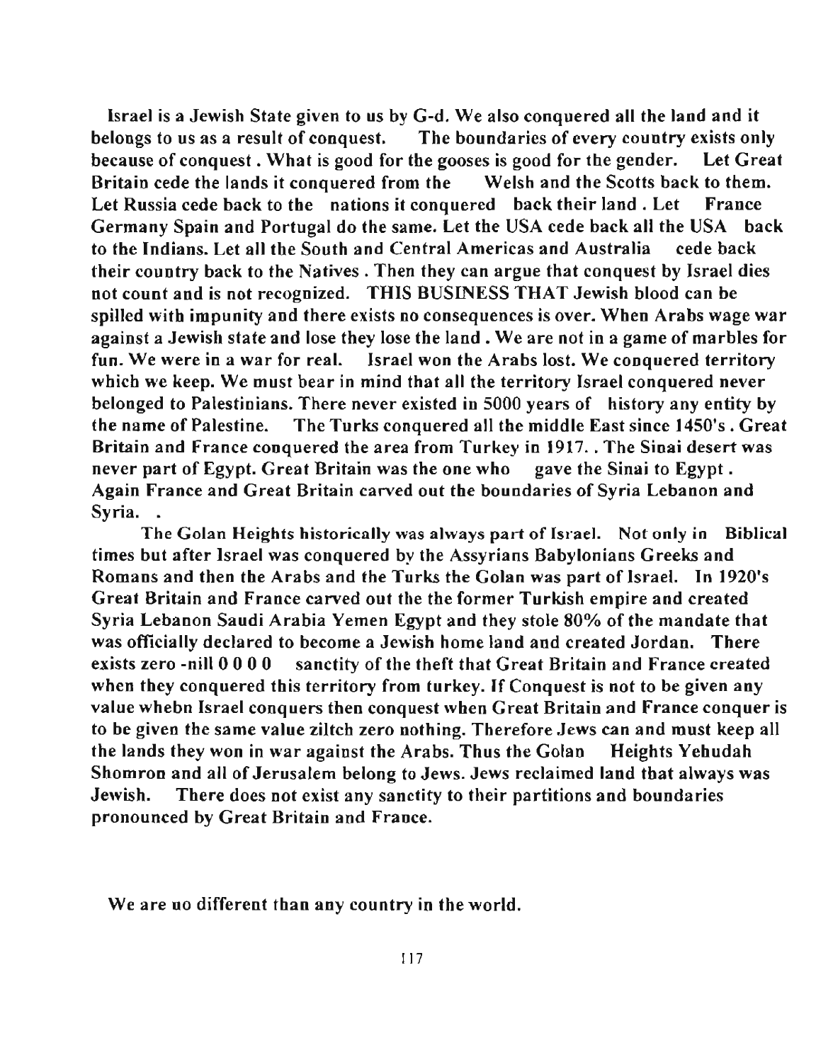Israel is a Jewish State given to us by G-d. We also conquered all the land and it belongs to us as a result of conquest. The boundaries of every country exists only because of conquest . What is good for the gooses is good for the gender. Let Great Britain cede the lands it conquered from the Welsh and the Scotts back to them. Let Russia cede back to the nations it conquered back their land . Let France Germany Spain and Portugal do the same. Let the USA cede back all the USA back to the Indians. Let all the South and Central Americas and Australia cede back their country back to the Natives . Then they can argue that conquest by Israel dies not count and is not recognized. THIS BUSINESS THAT Jewish blood can be spilled with impunity and there exists no consequences is over. When Arabs wage war against a Jewish state and lose they lose the land . We are not in a game of marbles for fun. We were in a war for real. Israel won the Arabs lost. We conquered territory which we keep. We must bear in mind that all the territory Israel conquered never belonged to Palestinians. There never existed in 5000 years of history any entity by the name of Palestine. The Turks conquered all the middle East since 1450's . Great Britain and France conquered the area from Turkey in 1917. . The Sinai desert was never part of Egypt. Great Britain was the one who gave the Sinai to Egypt . Again France and Great Britain carved out the boundaries of Syria Lebanon and Syria. .

The Golan Heights historically was always part of Israel. Not only in Biblical times but after Israel was conquered by the Assyrians Babylonians Greeks and Romans and then the Arabs and the Turks the Golan was part of Israel. In 1920's Great Britain and France carved out the the former Turkish empire and created Syria Lebanon Saudi Arabia Yemen Egypt and they stole 80% of the mandate that was officially declared to become a Jewish home land and created Jordan. There exists zero -nill 0 0 0 0 sanctity of the theft that Great Britain and France created when they conquered this territory from turkey. If Conquest is not to be given any value whebn Israel conquers then conquest when Great Britain and France conquer is to be given the same value ziltch zero nothing. Therefore Jews can and must keep all the lands they won in war against the Arabs. Thus the Golan Heights Yehudah Shomron and all of Jerusalem belong to Jews. Jews reclaimed land that always was Jewish. There does not exist any sanctity to their partitions and boundaries pronounced by Great Britain and France.

We are no different than any country in the world.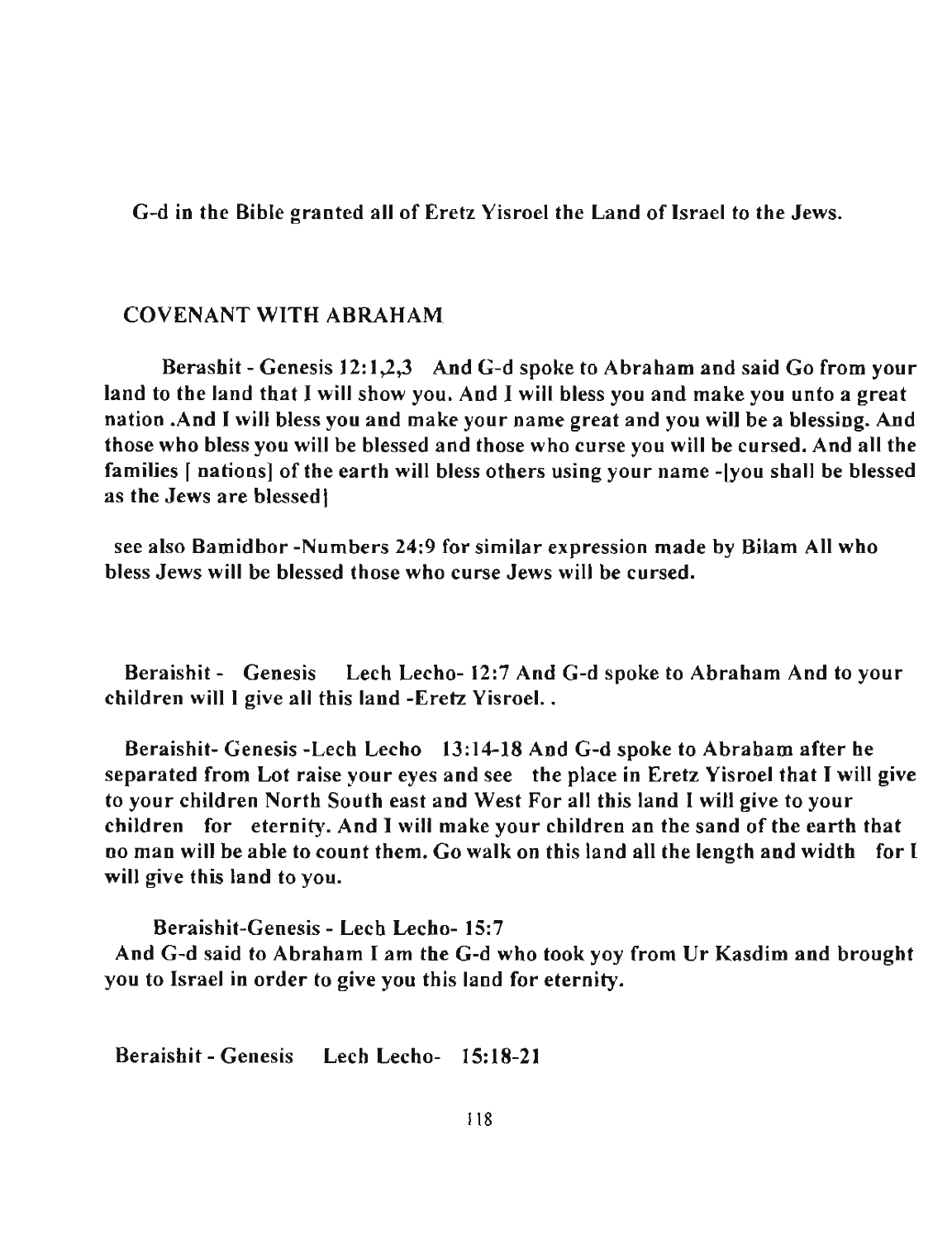G-d in the Bible granted all of Eretz Yisroel the Land of Israel to the Jews.

## COVENANT WITH ABRAHAM

Berashit - Genesis 12:1,2,3 And G-d spoke to Abraham and said Go from your land to the land that I will show you. And I will bless you and make you unto a great nation .And I will bless you and make your name great and you will be a blessing. And those who bless you will be blessed and those who curse you will be cursed. And all the families [ nations] of the earth will bless others using your name -[you shall be blessed as the Jews are blessed]

see also Bamidbor -Numbers 24:9 for similar expression made by Bilam All who bless Jews will be blessed those who curse Jews will be cursed.

Beraishit - Genesis Lech Lecho- 12:7 And G-d spoke to Abraham And to your children will I give all this land -Eretz Yisroel. .

Beraishit- Genesis -Lech Lecho 13:14-18 And G-d spoke to Abraham after he separated from Lot raise your eyes and see the place in Eretz Yisroel that I will give to your children North South east and West For all this land I will give to your children for eternity. And I will make your children an the sand of the earth that no man will be able to count them. Go walk on this land all the length and width for I will give this land to you.

Beraishit-Genesis - Lech Lecho- 15:7
And G-d said to Abraham I am the G-d who took yoy from Ur Kasdim and brought you to Israel in order to give you this land for eternity.

Beraishit - Genesis Lech Lecho- 15:18-21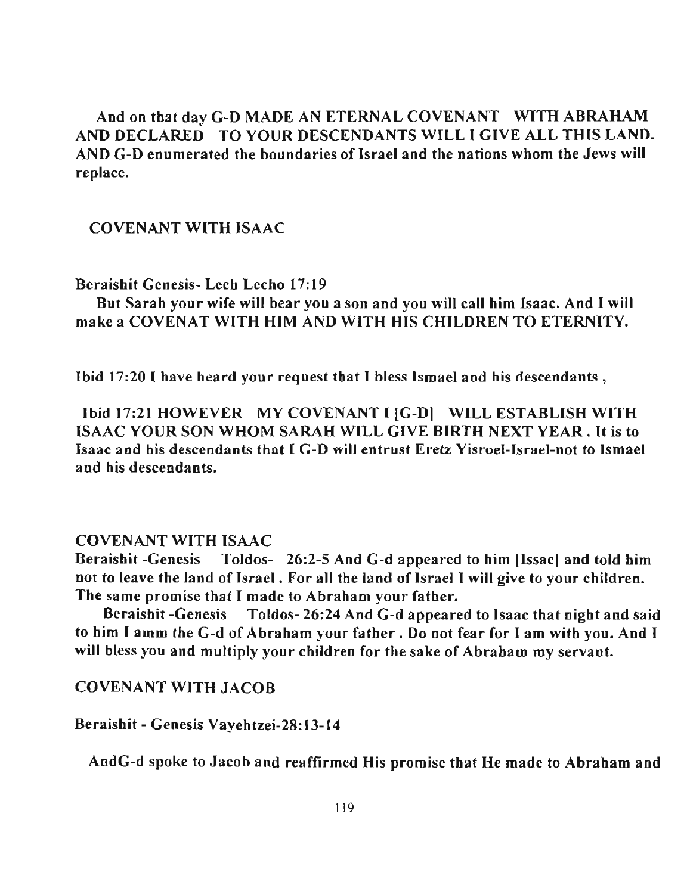And on that day G-D MADE AN ETERNAL COVENANT WITH ABRAHAM AND DECLARED TO YOUR DESCENDANTS WILL I GIVE ALL THIS LAND. AND G-D enumerated the boundaries of Israel and the nations whom the Jews will replace.

## COVENANT WITH ISAAC

Beraishit Genesis- Lech Lecho 17:19

But Sarah your wife will bear you a son and you will call him Isaac. And I will make a COVENAT WITH HIM AND WITH HIS CHILDREN TO ETERNITY.

Ibid 17:20 I have heard your request that I bless Ismael and his descendants ,

Ibid 17:21 HOWEVER MY COVENANT I [G-D] WILL ESTABLISH WITH ISAAC YOUR SON WHOM SARAH WILL GIVE BIRTH NEXT YEAR . It is to Isaac and his descendants that I G-D will entrust Eretz Yisroel-Israel-not to Ismael and his descendants.

## COVENANT WITH ISAAC

Beraishit -Genesis Toldos- 26:2-5 And G-d appeared to him [Issac] and told him not to leave the land of Israel . For all the land of Israel I will give to your children. The same promise that I made to Abraham your father.

Beraishit -Genesis Toldos- 26:24 And G-d appeared to Isaac that night and said to him I amm the G-d of Abraham your father . Do not fear for I am with you. And I will bless you and multiply your children for the sake of Abraham my servant.

## COVENANT WITH JACOB

Beraishit - Genesis Vayehtzei-28:13-14

AndG-d spoke to Jacob and reaffirmed His promise that He made to Abraham and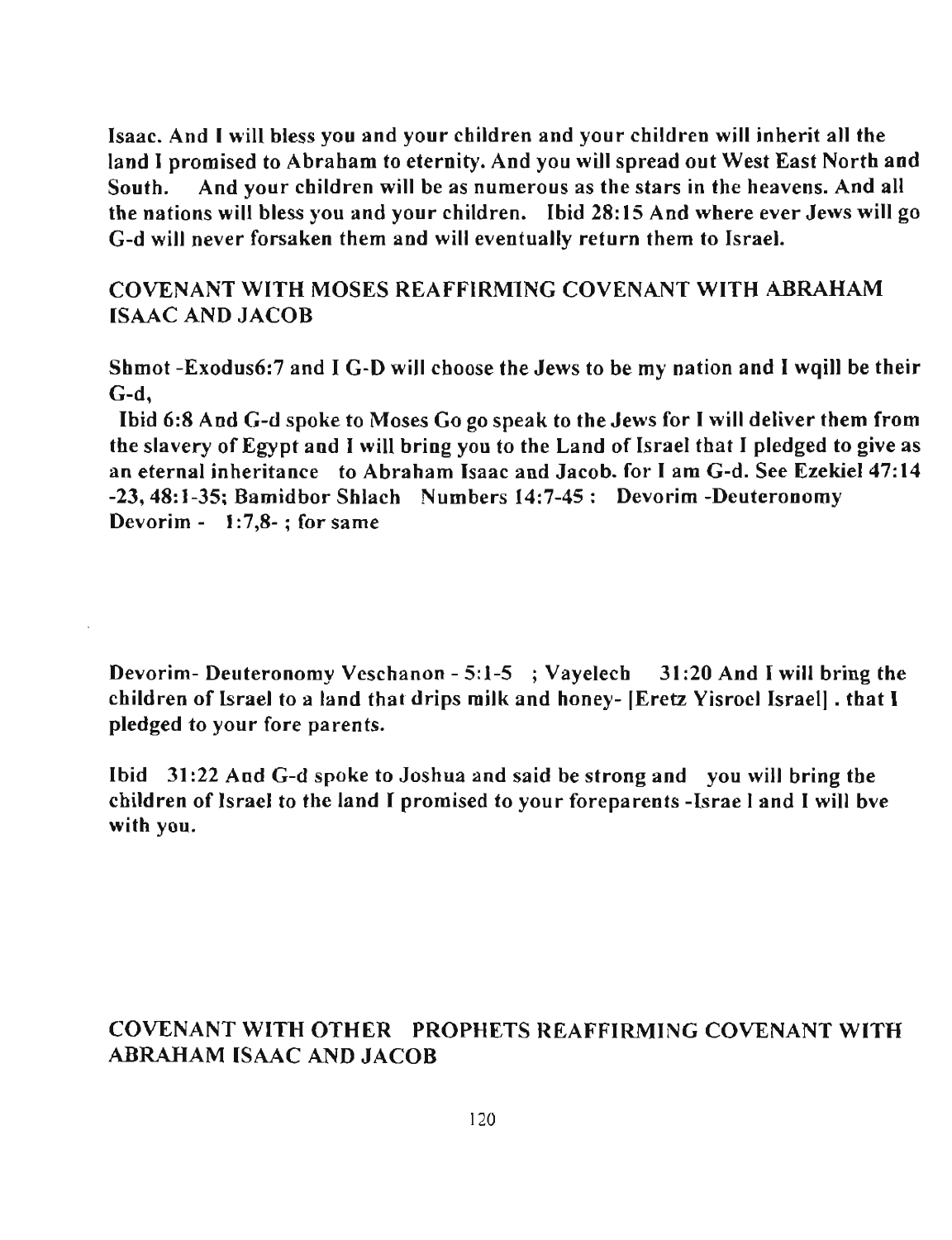**Isaac. And I will bless you and your children and your children will inherit all the land I promised to Abraham to eternity. And you will spread out West East North and South. And your children will be as numerous as the stars in the heavens. And all the nations will bless you and your children. Ibid 28:15 And where ever Jews will go G-d will never forsaken them and will eventually return them to Israel.**

## COVENANT WITH MOSES REAFFIRMING COVENANT WITH ABRAHAM ISAAC AND JACOB

**Shmot -Exodus6:7 and I G-D will choose the Jews to be my nation and I wqill be their G-d,**

**Ibid 6:8 And G-d spoke to Moses Go go speak to the Jews for I will deliver them from the slavery of Egypt and I will bring you to the Land of Israel that I pledged to give as an eternal inheritance to Abraham Isaac and Jacob. for I am G-d. See Ezekiel 47:14 -23, 48:1-35; Bamidbor Shlach Numbers 14:7-45 : Devorim -Deuteronomy Devorim - 1:7,8- ; for same**

**Devorim- Deuteronomy Veschanon - 5:1-5 ; Vayelech 31:20 And I will bring the children of Israel to a land that drips milk and honey- [Eretz Yisroel Israel] . that I pledged to your fore parents.**

**Ibid 31:22 And G-d spoke to Joshua and said be strong and you will bring the children of Israel to the land I promised to your foreparents -Israe l and I will bve with you.**

## COVENANT WITH OTHER PROPHETS REAFFIRMING COVENANT WITH ABRAHAM ISAAC AND JACOB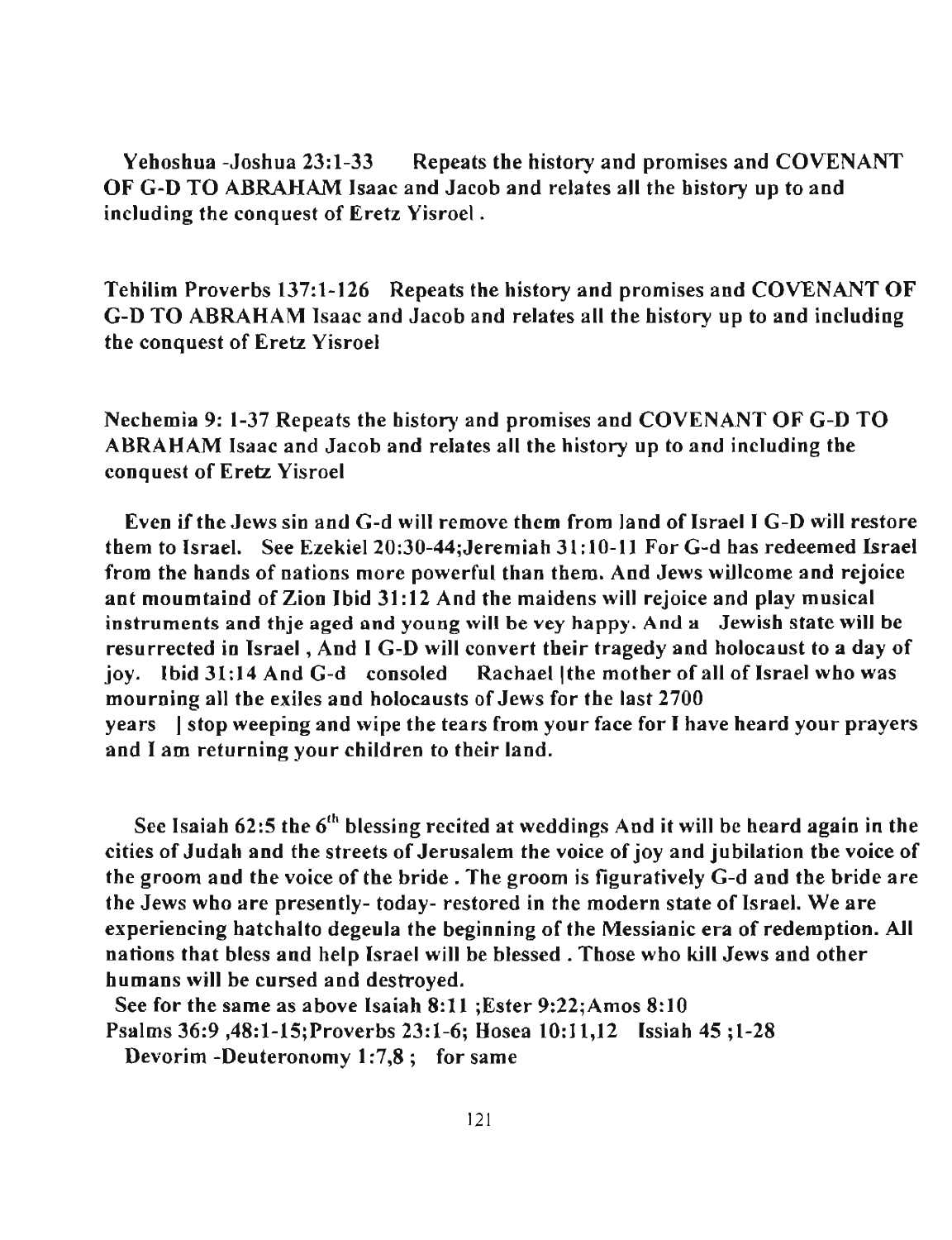Yehoshua -Joshua 23:1-33 Repeats the history and promises and COVENANT OF G-D TO ABRAHAM Isaac and Jacob and relates all the history up to and including the conquest of Eretz Yisroel .

Tehilim Proverbs 137:1-126 Repeats the history and promises and COVENANT OF G-D TO ABRAHAM Isaac and Jacob and relates all the history up to and including the conquest of Eretz Yisroel

Nechemia 9: 1-37 Repeats the history and promises and COVENANT OF G-D TO ABRAHAM Isaac and Jacob and relates all the history up to and including the conquest of Eretz Yisroel

Even if the Jews sin and G-d will remove them from land of Israel I G-D will restore them to Israel. See Ezekiel 20:30-44;Jeremiah 31:10-11 For G-d has redeemed Israel from the hands of nations more powerful than them. And Jews willcome and rejoice ant moumtaind of Zion Ibid 31:12 And the maidens will rejoice and play musical instruments and thje aged and young will be vey happy. And a Jewish state will be resurrected in Israel , And I G-D will convert their tragedy and holocaust to a day of joy. Ibid 31:14 And G-d consoled Rachael |the mother of all of Israel who was mourning all the exiles and holocausts of Jews for the last 2700 years | stop weeping and wipe the tears from your face for I have heard your prayers and I am returning your children to their land.

See Isaiah 62:5 the 6th blessing recited at weddings And it will be heard again in the cities of Judah and the streets of Jerusalem the voice of joy and jubilation the voice of the groom and the voice of the bride . The groom is figuratively G-d and the bride are the Jews who are presently- today- restored in the modern state of Israel. We are experiencing hatchalto degeula the beginning of the Messianic era of redemption. All nations that bless and help Israel will be blessed . Those who kill Jews and other humans will be cursed and destroyed.

See for the same as above Isaiah 8:11 ;Ester 9:22;Amos 8:10
Psalms 36:9 ,48:1-15;Proverbs 23:1-6; Hosea 10:11,12 Issiah 45 ;1-28
Devorim -Deuteronomy 1:7,8 ; for same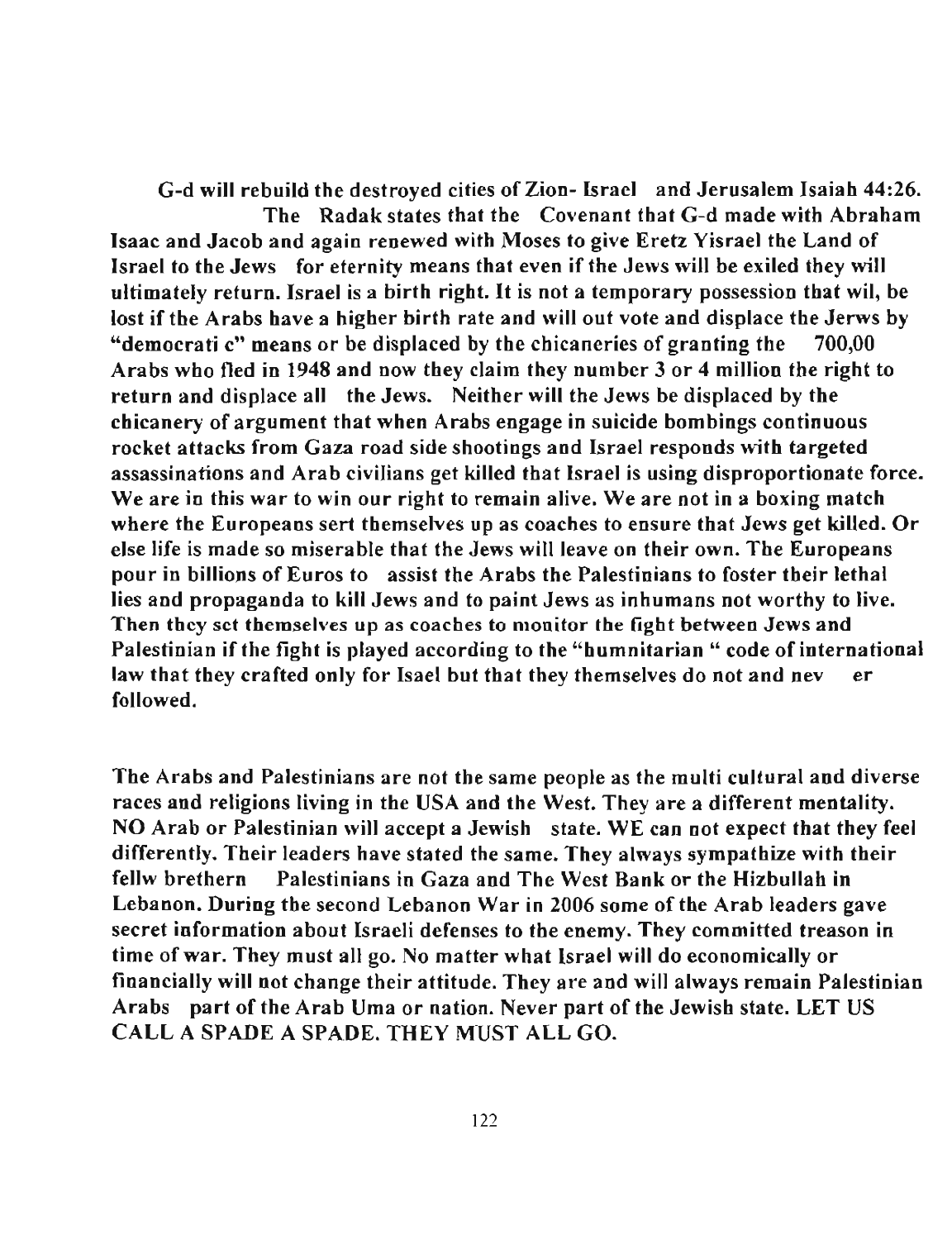**G-d will rebuild the destroyed cities of Zion- Israel and Jerusalem Isaiah 44:26. The Radak states that the Covenant that G-d made with Abraham Isaac and Jacob and again renewed with Moses to give Eretz Yisrael the Land of Israel to the Jews for eternity means that even if the Jews will be exiled they will ultimately return. Israel is a birth right. It is not a temporary possession that wil, be lost if the Arabs have a higher birth rate and will out vote and displace the Jerws by "democrati c" means or be displaced by the chicaneries of granting the 700,00 Arabs who fled in 1948 and now they claim they number 3 or 4 million the right to return and displace all the Jews. Neither will the Jews be displaced by the chicanery of argument that when Arabs engage in suicide bombings continuous rocket attacks from Gaza road side shootings and Israel responds with targeted assassinations and Arab civilians get killed that Israel is using disproportionate force. We are in this war to win our right to remain alive. We are not in a boxing match where the Europeans sert themselves up as coaches to ensure that Jews get killed. Or else life is made so miserable that the Jews will leave on their own. The Europeans pour in billions of Euros to assist the Arabs the Palestinians to foster their lethal lies and propaganda to kill Jews and to paint Jews as inhumans not worthy to live. Then they set themselves up as coaches to monitor the fight between Jews and Palestinian if the fight is played according to the "humnitarian " code of international law that they crafted only for Isael but that they themselves do not and nev er followed.**

**The Arabs and Palestinians are not the same people as the multi cultural and diverse races and religions living in the USA and the West. They are a different mentality. NO Arab or Palestinian will accept a Jewish state. WE can not expect that they feel differently. Their leaders have stated the same. They always sympathize with their fellw brethern Palestinians in Gaza and The West Bank or the Hizbullah in Lebanon. During the second Lebanon War in 2006 some of the Arab leaders gave secret information about Israeli defenses to the enemy. They committed treason in time of war. They must all go. No matter what Israel will do economically or financially will not change their attitude. They are and will always remain Palestinian Arabs part of the Arab Uma or nation. Never part of the Jewish state. LET US CALL A SPADE A SPADE. THEY MUST ALL GO.**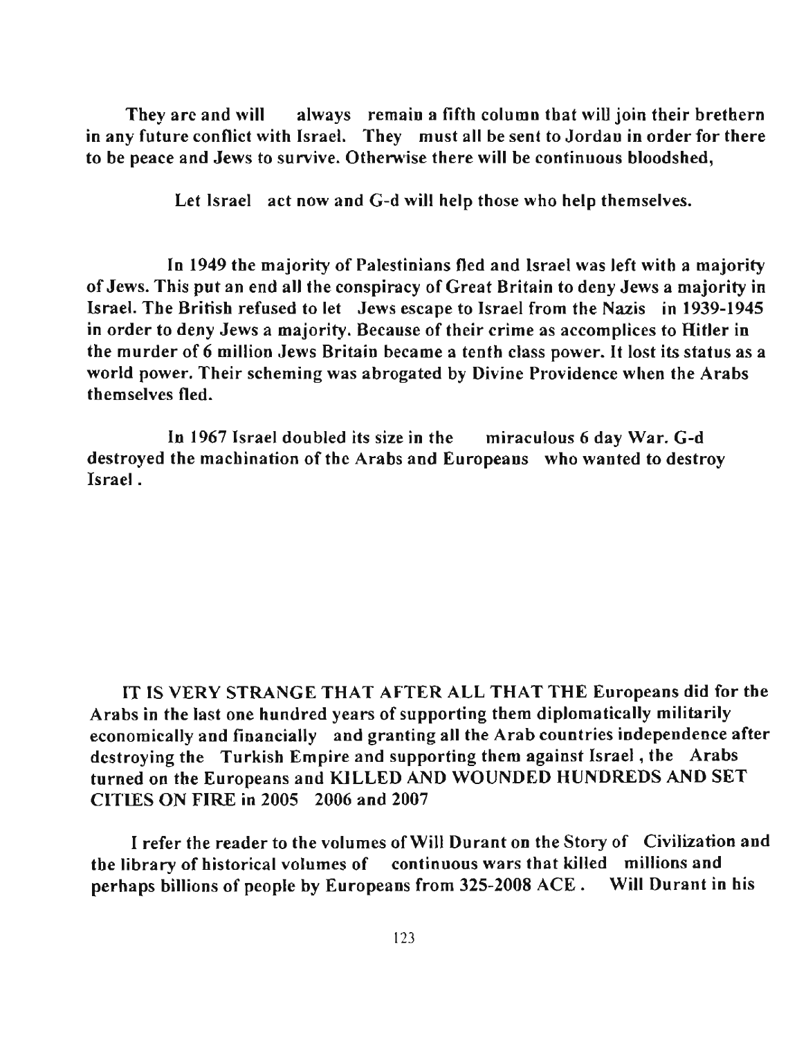They are and will always remain a fifth column that will join their brethern in any future conflict with Israel. They must all be sent to Jordan in order for there to be peace and Jews to survive. Otherwise there will be continuous bloodshed,

Let Israel act now and G-d will help those who help themselves.

In 1949 the majority of Palestinians fled and Israel was left with a majority of Jews. This put an end all the conspiracy of Great Britain to deny Jews a majority in Israel. The British refused to let Jews escape to Israel from the Nazis in 1939-1945 in order to deny Jews a majority. Because of their crime as accomplices to Hitler in the murder of 6 million Jews Britain became a tenth class power. It lost its status as a world power. Their scheming was abrogated by Divine Providence when the Arabs themselves fled.

In 1967 Israel doubled its size in the miraculous 6 day War. G-d destroyed the machination of the Arabs and Europeans who wanted to destroy Israel .

IT IS VERY STRANGE THAT AFTER ALL THAT THE Europeans did for the Arabs in the last one hundred years of supporting them diplomatically militarily economically and financially and granting all the Arab countries independence after destroying the Turkish Empire and supporting them against Israel , the Arabs turned on the Europeans and KILLED AND WOUNDED HUNDREDS AND SET CITIES ON FIRE in 2005 2006 and 2007

I refer the reader to the volumes of Will Durant on the Story of Civilization and the library of historical volumes of continuous wars that killed millions and perhaps billions of people by Europeans from 325-2008 ACE . Will Durant in his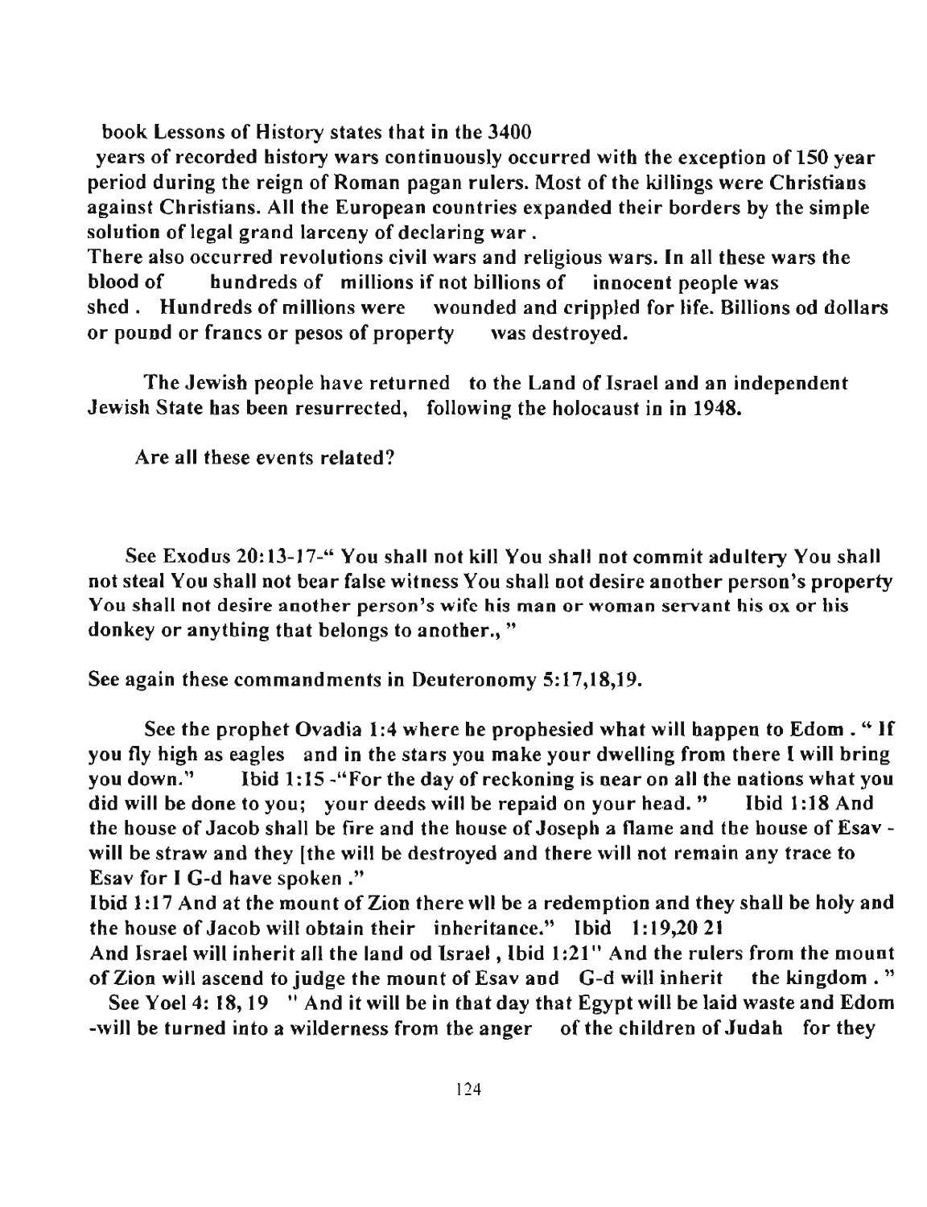book Lessons of History states that in the 3400 years of recorded history wars continuously occurred with the exception of 150 year period during the reign of Roman pagan rulers. Most of the killings were Christians against Christians. All the European countries expanded their borders by the simple solution of legal grand larceny of declaring war .

There also occurred revolutions civil wars and religious wars. In all these wars the blood of hundreds of millions if not billions of innocent people was shed . Hundreds of millions were wounded and crippled for life. Billions od dollars or pound or francs or pesos of property was destroyed.

The Jewish people have returned to the Land of Israel and an independent Jewish State has been resurrected, following the holocaust in in 1948.

Are all these events related?

See Exodus 20:13-17-" You shall not kill You shall not commit adultery You shall not steal You shall not bear false witness You shall not desire another person's property You shall not desire another person's wife his man or woman servant his ox or his donkey or anything that belongs to another., "

See again these commandments in Deuteronomy 5:17,18,19.

See the prophet Ovadia 1:4 where he prophesied what will happen to Edom . " If you fly high as eagles and in the stars you make your dwelling from there I will bring you down." Ibid 1:15 -"For the day of reckoning is near on all the nations what you did will be done to you; your deeds will be repaid on your head. " Ibid 1:18 And the house of Jacob shall be fire and the house of Joseph a flame and the house of Esav - will be straw and they [the will be destroyed and there will not remain any trace to Esav for I G-d have spoken ."

Ibid 1:17 And at the mount of Zion there wll be a redemption and they shall be holy and the house of Jacob will obtain their inheritance." Ibid 1:19,20 21

And Israel will inherit all the land od Israel , Ibid 1:21" And the rulers from the mount of Zion will ascend to judge the mount of Esav and G-d will inherit the kingdom . "

See Yoel 4: 18, 19 " And it will be in that day that Egypt will be laid waste and Edom -will be turned into a wilderness from the anger of the children of Judah for they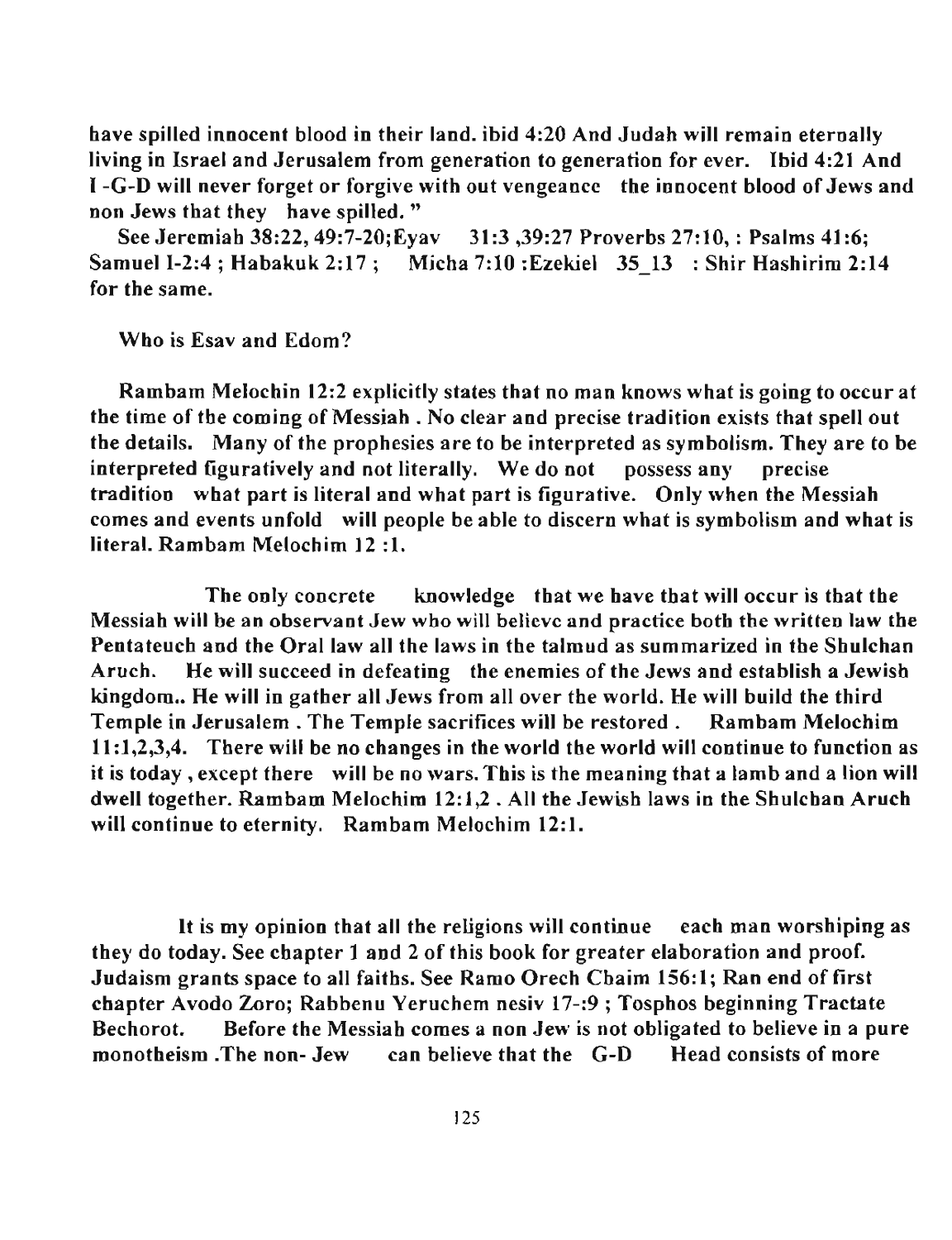have spilled innocent blood in their land. ibid 4:20 And Judah will remain eternally living in Israel and Jerusalem from generation to generation for ever. Ibid 4:21 And I -G-D will never forget or forgive with out vengeance the innocent blood of Jews and non Jews that they have spilled. "

See Jeremiah 38:22, 49:7-20;Eyav 31:3 ,39:27 Proverbs 27:10, : Psalms 41:6; Samuel I-2:4 ; Habakuk 2:17 ; Micha 7:10 :Ezekiel 35_13 : Shir Hashirim 2:14 for the same.

Who is Esav and Edom?

Rambam Melochin 12:2 explicitly states that no man knows what is going to occur at the time of the coming of Messiah . No clear and precise tradition exists that spell out the details. Many of the prophesies are to be interpreted as symbolism. They are to be interpreted figuratively and not literally. We do not possess any precise tradition what part is literal and what part is figurative. Only when the Messiah comes and events unfold will people be able to discern what is symbolism and what is literal. Rambam Melochim 12 :1.

The only concrete knowledge that we have that will occur is that the Messiah will be an observant Jew who will believe and practice both the written law the Pentateuch and the Oral law all the laws in the talmud as summarized in the Shulchan Aruch. He will succeed in defeating the enemies of the Jews and establish a Jewish kingdom.. He will in gather all Jews from all over the world. He will build the third Temple in Jerusalem . The Temple sacrifices will be restored . Rambam Melochim 11:1,2,3,4. There will be no changes in the world the world will continue to function as it is today , except there will be no wars. This is the meaning that a lamb and a lion will dwell together. Rambam Melochim 12:1,2 . All the Jewish laws in the Shulchan Aruch will continue to eternity. Rambam Melochim 12:1.

It is my opinion that all the religions will continue each man worshiping as they do today. See chapter 1 and 2 of this book for greater elaboration and proof. Judaism grants space to all faiths. See Ramo Orech Chaim 156:1; Ran end of first chapter Avodo Zoro; Rabbenu Yeruchem nesiv 17-:9 ; Tosphos beginning Tractate Bechorot. Before the Messiah comes a non Jew is not obligated to believe in a pure monotheism .The non- Jew can believe that the G-D Head consists of more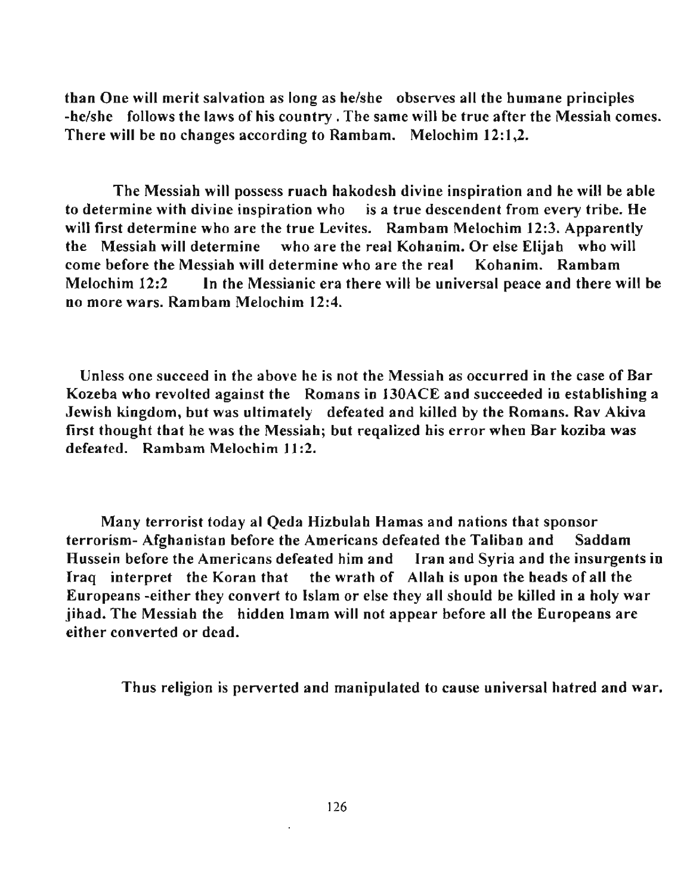than One will merit salvation as long as he/she observes all the humane principles -he/she follows the laws of his country . The same will be true after the Messiah comes. There will be no changes according to Rambam. Melochim 12:1,2.

The Messiah will possess ruach hakodesh divine inspiration and he will be able to determine with divine inspiration who is a true descendent from every tribe. He will first determine who are the true Levites. Rambam Melochim 12:3. Apparently the Messiah will determine who are the real Kohanim. Or else Elijah who will come before the Messiah will determine who are the real Kohanim. Rambam Melochim 12:2 In the Messianic era there will be universal peace and there will be no more wars. Rambam Melochim 12:4.

Unless one succeed in the above he is not the Messiah as occurred in the case of Bar Kozeba who revolted against the Romans in 130ACE and succeeded in establishing a Jewish kingdom, but was ultimately defeated and killed by the Romans. Rav Akiva first thought that he was the Messiah; but reqalized his error when Bar koziba was defeated. Rambam Melochim 11:2.

Many terrorist today al Qeda Hizbulah Hamas and nations that sponsor terrorism- Afghanistan before the Americans defeated the Taliban and Saddam Hussein before the Americans defeated him and Iran and Syria and the insurgents in Iraq interpret the Koran that the wrath of Allah is upon the heads of all the Europeans -either they convert to Islam or else they all should be killed in a holy war jihad. The Messiah the hidden Imam will not appear before all the Europeans are either converted or dead.

Thus religion is perverted and manipulated to cause universal hatred and war.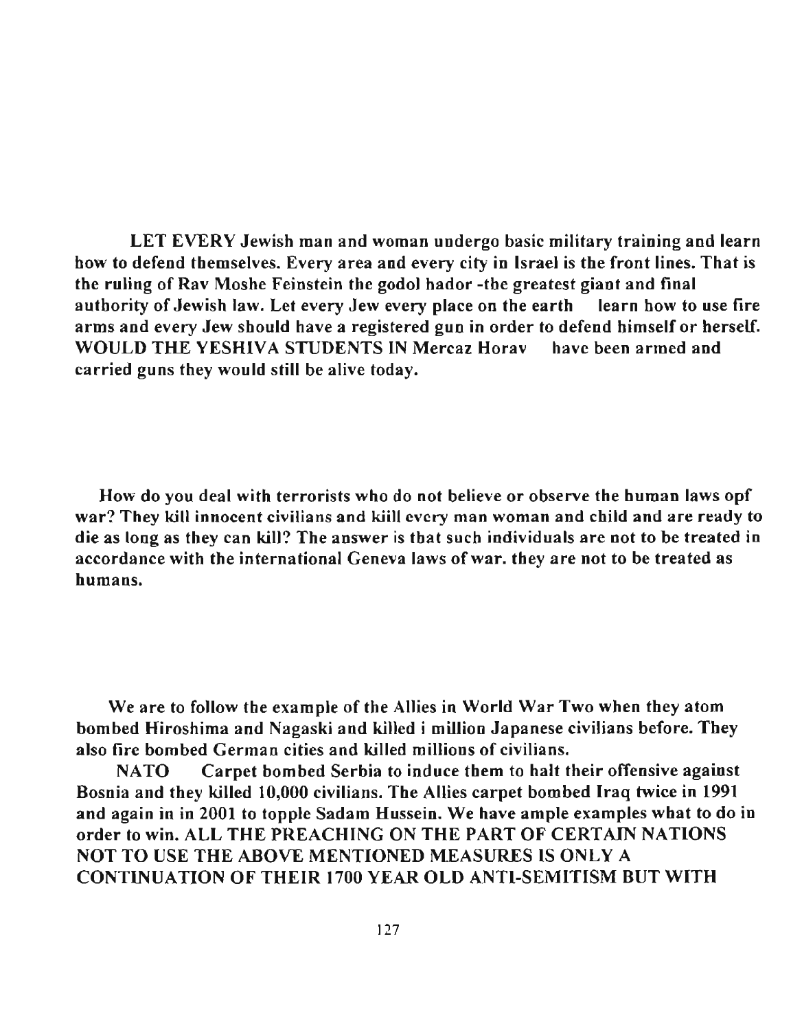LET EVERY Jewish man and woman undergo basic military training and learn how to defend themselves. Every area and every city in Israel is the front lines. That is the ruling of Rav Moshe Feinstein the godol hador -the greatest giant and final authority of Jewish law. Let every Jew every place on the earth learn how to use fire arms and every Jew should have a registered gun in order to defend himself or herself. WOULD THE YESHIVA STUDENTS IN Mercaz Horav have been armed and carried guns they would still be alive today.

How do you deal with terrorists who do not believe or observe the human laws opf war? They kill innocent civilians and kiill every man woman and child and are ready to die as long as they can kill? The answer is that such individuals are not to be treated in accordance with the international Geneva laws of war. they are not to be treated as humans.

We are to follow the example of the Allies in World War Two when they atom bombed Hiroshima and Nagaski and killed i million Japanese civilians before. They also fire bombed German cities and killed millions of civilians.

NATO Carpet bombed Serbia to induce them to halt their offensive against Bosnia and they killed 10,000 civilians. The Allies carpet bombed Iraq twice in 1991 and again in in 2001 to topple Sadam Hussein. We have ample examples what to do in order to win. ALL THE PREACHING ON THE PART OF CERTAIN NATIONS NOT TO USE THE ABOVE MENTIONED MEASURES IS ONLY A CONTINUATION OF THEIR 1700 YEAR OLD ANTI-SEMITISM BUT WITH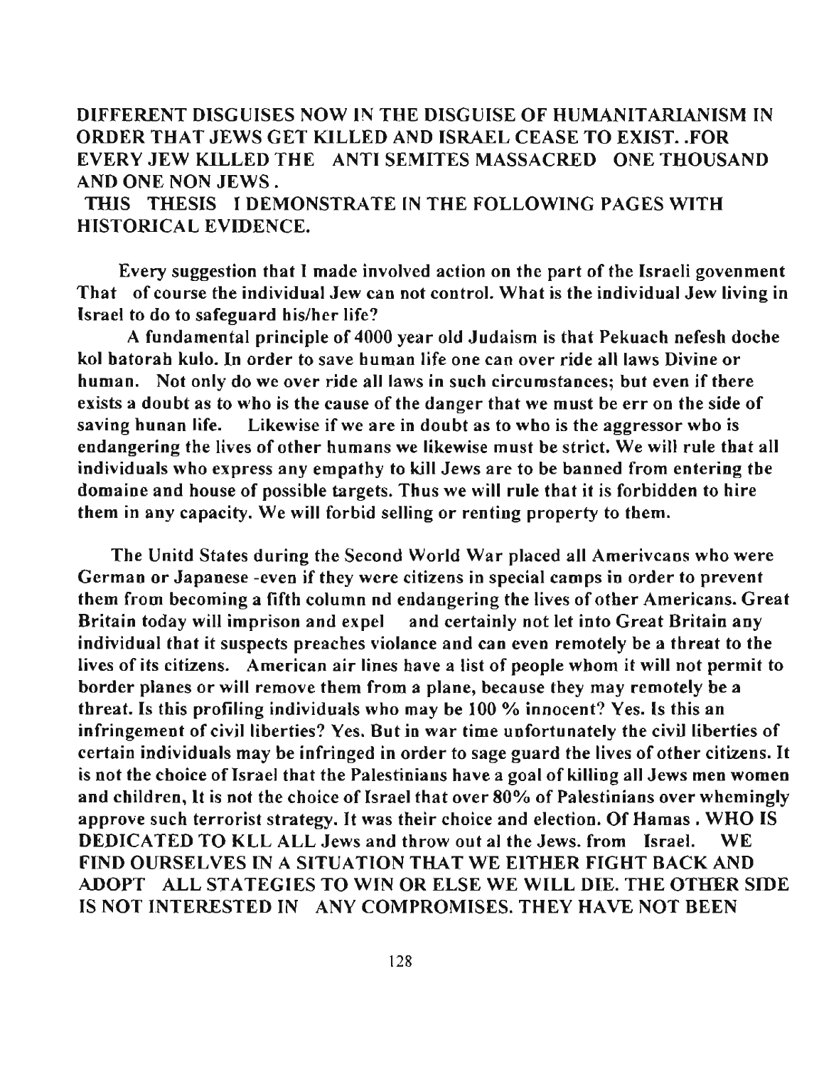**DIFFERENT DISGUISES NOW IN THE DISGUISE OF HUMANITARIANISM IN ORDER THAT JEWS GET KILLED AND ISRAEL CEASE TO EXIST. .FOR EVERY JEW KILLED THE ANTI SEMITES MASSACRED ONE THOUSAND AND ONE NON JEWS .**

**THIS THESIS I DEMONSTRATE IN THE FOLLOWING PAGES WITH HISTORICAL EVIDENCE.**

Every suggestion that I made involved action on the part of the Israeli govenment That of course the individual Jew can not control. What is the individual Jew living in Israel to do to safeguard his/her life?

A fundamental principle of 4000 year old Judaism is that Pekuach nefesh doche kol hatorah kulo. In order to save human life one can over ride all laws Divine or human. Not only do we over ride all laws in such circumstances; but even if there exists a doubt as to who is the cause of the danger that we must be err on the side of saving hunan life. Likewise if we are in doubt as to who is the aggressor who is endangering the lives of other humans we likewise must be strict. We will rule that all individuals who express any empathy to kill Jews are to be banned from entering the domaine and house of possible targets. Thus we will rule that it is forbidden to hire them in any capacity. We will forbid selling or renting property to them.

The Unitd States during the Second World War placed all Amerivcans who were German or Japanese -even if they were citizens in special camps in order to prevent them from becoming a fifth column nd endangering the lives of other Americans. Great Britain today will imprison and expel and certainly not let into Great Britain any individual that it suspects preaches violance and can even remotely be a threat to the lives of its citizens. American air lines have a list of people whom it will not permit to border planes or will remove them from a plane, because they may remotely be a threat. Is this profiling individuals who may be 100 % innocent? Yes. Is this an infringement of civil liberties? Yes. But in war time unfortunately the civil liberties of certain individuals may be infringed in order to sage guard the lives of other citizens. It is not the choice of Israel that the Palestinians have a goal of killing all Jews men women and children, It is not the choice of Israel that over 80% of Palestinians over whemingly approve such terrorist strategy. It was their choice and election. Of Hamas . **WHO IS DEDICATED TO KLL ALL** Jews and throw out al the Jews. from Israel. **WE FIND OURSELVES IN A SITUATION THAT WE EITHER FIGHT BACK AND ADOPT ALL STATEGIES TO WIN OR ELSE WE WILL DIE. THE OTHER SIDE IS NOT INTERESTED IN ANY COMPROMISES. THEY HAVE NOT BEEN**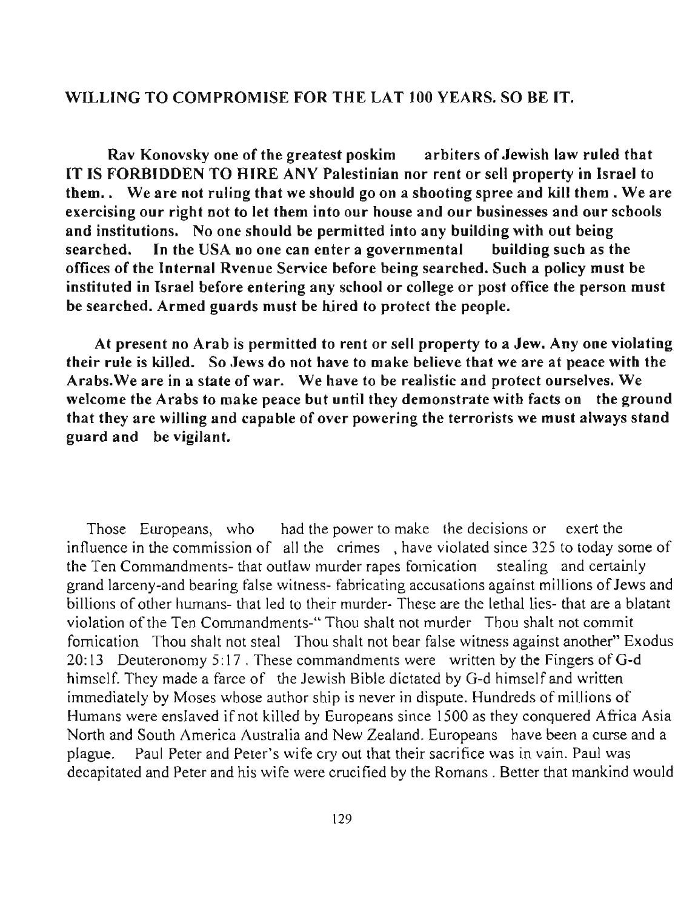**WILLING TO COMPROMISE FOR THE LAT 100 YEARS. SO BE IT.**

**Rav Konovsky one of the greatest poskim arbiters of Jewish law ruled that IT IS FORBIDDEN TO HIRE ANY Palestinian nor rent or sell property in Israel to them.. We are not ruling that we should go on a shooting spree and kill them . We are exercising our right not to let them into our house and our businesses and our schools and institutions. No one should be permitted into any building with out being searched. In the USA no one can enter a governmental building such as the offices of the Internal Rvenue Service before being searched. Such a policy must be instituted in Israel before entering any school or college or post office the person must be searched. Armed guards must be hired to protect the people.**

**At present no Arab is permitted to rent or sell property to a Jew. Any one violating their rule is killed. So Jews do not have to make believe that we are at peace with the Arabs.We are in a state of war. We have to be realistic and protect ourselves. We welcome the Arabs to make peace but until they demonstrate with facts on the ground that they are willing and capable of over powering the terrorists we must always stand guard and be vigilant.**

Those Europeans, who had the power to make the decisions or exert the influence in the commission of all the crimes , have violated since 325 to today some of the Ten Commandments- that outlaw murder rapes fornication stealing and certainly grand larceny-and bearing false witness- fabricating accusations against millions of Jews and billions of other humans- that led to their murder- These are the lethal lies- that are a blatant violation of the Ten Commandments-" Thou shalt not murder Thou shalt not commit fornication Thou shalt not steal Thou shalt not bear false witness against another" Exodus 20:13 Deuteronomy 5:17 . These commandments were written by the Fingers of G-d himself. They made a farce of the Jewish Bible dictated by G-d himself and written immediately by Moses whose author ship is never in dispute. Hundreds of millions of Humans were enslaved if not killed by Europeans since 1500 as they conquered Africa Asia North and South America Australia and New Zealand. Europeans have been a curse and a plague. Paul Peter and Peter's wife cry out that their sacrifice was in vain. Paul was decapitated and Peter and his wife were crucified by the Romans . Better that mankind would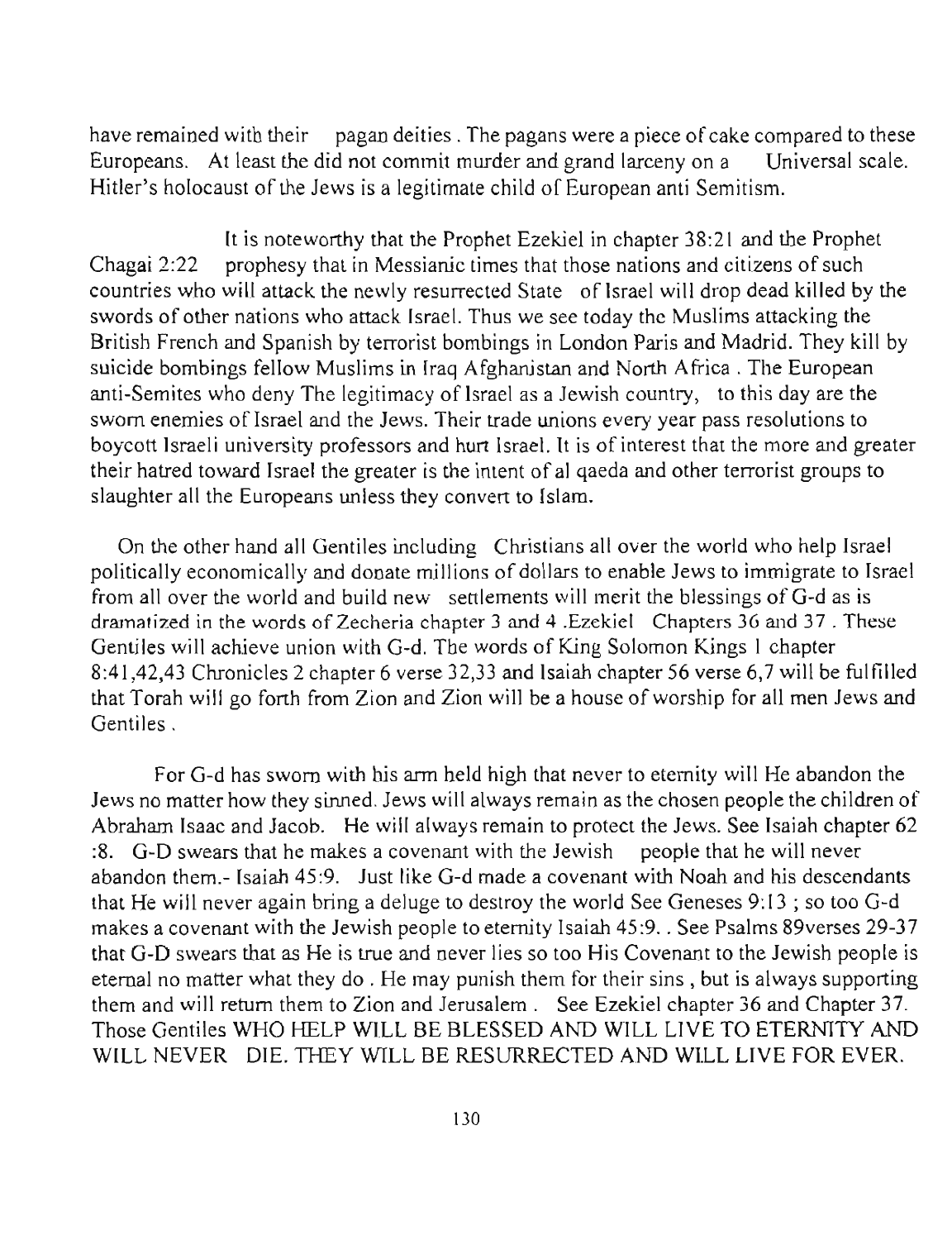have remained with their pagan deities . The pagans were a piece of cake compared to these Europeans. At least the did not commit murder and grand larceny on a Universal scale. Hitler's holocaust of the Jews is a legitimate child of European anti Semitism.

It is noteworthy that the Prophet Ezekiel in chapter 38:21 and the Prophet Chagai 2:22 prophesy that in Messianic times that those nations and citizens of such countries who will attack the newly resurrected State of Israel will drop dead killed by the swords of other nations who attack Israel. Thus we see today the Muslims attacking the British French and Spanish by terrorist bombings in London Paris and Madrid. They kill by suicide bombings fellow Muslims in Iraq Afghanistan and North Africa . The European anti-Semites who deny The legitimacy of Israel as a Jewish country, to this day are the sworn enemies of Israel and the Jews. Their trade unions every year pass resolutions to boycott Israeli university professors and hurt Israel. It is of interest that the more and greater their hatred toward Israel the greater is the intent of al qaeda and other terrorist groups to slaughter all the Europeans unless they convert to Islam.

On the other hand all Gentiles including Christians all over the world who help Israel politically economically and donate millions of dollars to enable Jews to immigrate to Israel from all over the world and build new settlements will merit the blessings of G-d as is dramatized in the words of Zecheria chapter 3 and 4 .Ezekiel Chapters 36 and 37 . These Gentiles will achieve union with G-d. The words of King Solomon Kings 1 chapter 8:41,42,43 Chronicles 2 chapter 6 verse 32,33 and Isaiah chapter 56 verse 6,7 will be fulfilled that Torah will go forth from Zion and Zion will be a house of worship for all men Jews and Gentiles .

For G-d has sworn with his arm held high that never to eternity will He abandon the Jews no matter how they sinned. Jews will always remain as the chosen people the children of Abraham Isaac and Jacob. He will always remain to protect the Jews. See Isaiah chapter 62 :8. G-D swears that he makes a covenant with the Jewish people that he will never abandon them.- Isaiah 45:9. Just like G-d made a covenant with Noah and his descendants that He will never again bring a deluge to destroy the world See Geneses 9:13 ; so too G-d makes a covenant with the Jewish people to eternity Isaiah 45:9. . See Psalms 89verses 29-37 that G-D swears that as He is true and never lies so too His Covenant to the Jewish people is eternal no matter what they do . He may punish them for their sins , but is always supporting them and will return them to Zion and Jerusalem . See Ezekiel chapter 36 and Chapter 37. Those Gentiles WHO HELP WILL BE BLESSED AND WILL LIVE TO ETERNITY AND WILL NEVER DIE. THEY WILL BE RESURRECTED AND WILL LIVE FOR EVER.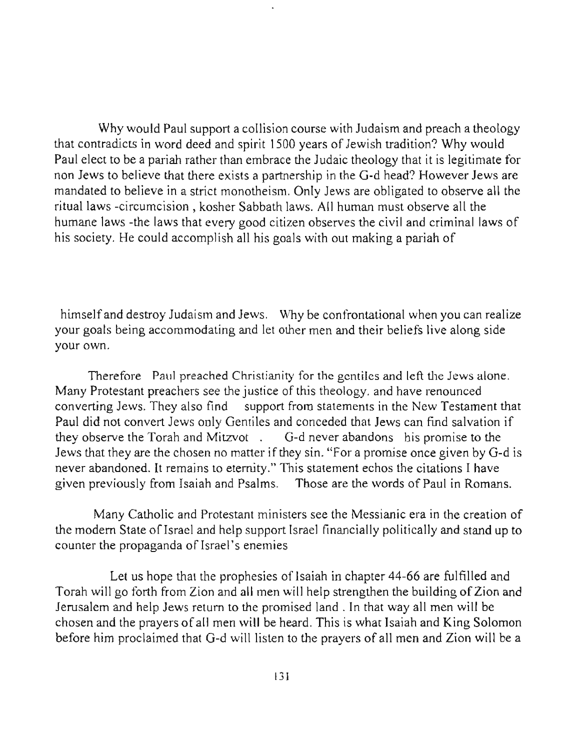Why would Paul support a collision course with Judaism and preach a theology that contradicts in word deed and spirit 1500 years of Jewish tradition? Why would Paul elect to be a pariah rather than embrace the Judaic theology that it is legitimate for non Jews to believe that there exists a partnership in the G-d head? However Jews are mandated to believe in a strict monotheism. Only Jews are obligated to observe all the ritual laws -circumcision , kosher Sabbath laws. All human must observe all the humane laws -the laws that every good citizen observes the civil and criminal laws of his society. He could accomplish all his goals with out making a pariah of himself and destroy Judaism and Jews. Why be confrontational when you can realize your goals being accommodating and let other men and their beliefs live along side your own.

Therefore Paul preached Christianity for the gentiles and left the Jews alone. Many Protestant preachers see the justice of this theology. and have renounced converting Jews. They also find support from statements in the New Testament that Paul did not convert Jews only Gentiles and conceded that Jews can find salvation if they observe the Torah and Mitzvot . G-d never abandons his promise to the Jews that they are the chosen no matter if they sin. "For a promise once given by G-d is never abandoned. It remains to eternity." This statement echos the citations I have given previously from Isaiah and Psalms. Those are the words of Paul in Romans.

Many Catholic and Protestant ministers see the Messianic era in the creation of the modern State of Israel and help support Israel financially politically and stand up to counter the propaganda of Israel's enemies

Let us hope that the prophesies of Isaiah in chapter 44-66 are fulfilled and Torah will go forth from Zion and all men will help strengthen the building of Zion and Jerusalem and help Jews return to the promised land . In that way all men will be chosen and the prayers of all men will be heard. This is what Isaiah and King Solomon before him proclaimed that G-d will listen to the prayers of all men and Zion will be a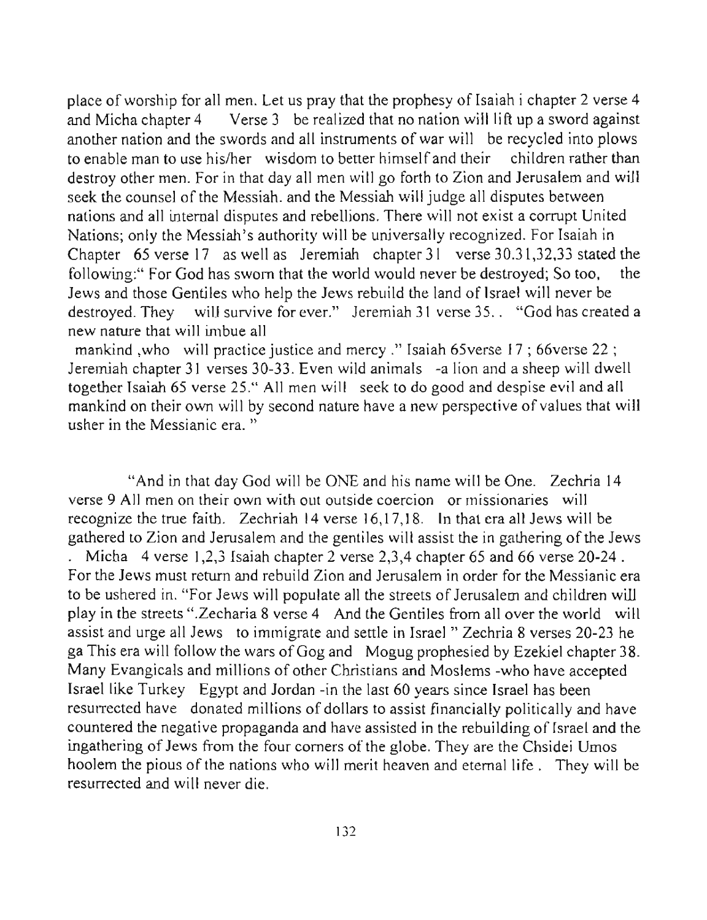place of worship for all men. Let us pray that the prophesy of Isaiah i chapter 2 verse 4 and Micha chapter 4 Verse 3 be realized that no nation will lift up a sword against another nation and the swords and all instruments of war will be recycled into plows to enable man to use his/her wisdom to better himself and their children rather than destroy other men. For in that day all men will go forth to Zion and Jerusalem and will seek the counsel of the Messiah. and the Messiah will judge all disputes between nations and all internal disputes and rebellions. There will not exist a corrupt United Nations; only the Messiah's authority will be universally recognized. For Isaiah in Chapter 65 verse 17 as well as Jeremiah chapter 31 verse 30.31,32,33 stated the following:" For God has sworn that the world would never be destroyed; So too, the Jews and those Gentiles who help the Jews rebuild the land of Israel will never be destroyed. They will survive for ever." Jeremiah 31 verse 35.. "God has created a new nature that will imbue all mankind ,who will practice justice and mercy ." Isaiah 65verse 17 ; 66verse 22 ; Jeremiah chapter 31 verses 30-33. Even wild animals -a lion and a sheep will dwell together Isaiah 65 verse 25." All men will seek to do good and despise evil and all mankind on their own will by second nature have a new perspective of values that will usher in the Messianic era. "

"And in that day God will be ONE and his name will be One. Zechria 14 verse 9 All men on their own with out outside coercion or missionaries will recognize the true faith. Zechriah 14 verse 16,17,18. In that era all Jews will be gathered to Zion and Jerusalem and the gentiles will assist the in gathering of the Jews . Micha 4 verse 1,2,3 Isaiah chapter 2 verse 2,3,4 chapter 65 and 66 verse 20-24 . For the Jews must return and rebuild Zion and Jerusalem in order for the Messianic era to be ushered in. "For Jews will populate all the streets of Jerusalem and children will play in the streets ".Zecharia 8 verse 4 And the Gentiles from all over the world will assist and urge all Jews to immigrate and settle in Israel " Zechria 8 verses 20-23 he ga This era will follow the wars of Gog and Mogug prophesied by Ezekiel chapter 38. Many Evangicals and millions of other Christians and Moslems -who have accepted Israel like Turkey Egypt and Jordan -in the last 60 years since Israel has been resurrected have donated millions of dollars to assist financially politically and have countered the negative propaganda and have assisted in the rebuilding of Israel and the ingathering of Jews from the four corners of the globe. They are the Chsidei Umos hoolem the pious of the nations who will merit heaven and eternal life . They will be resurrected and will never die.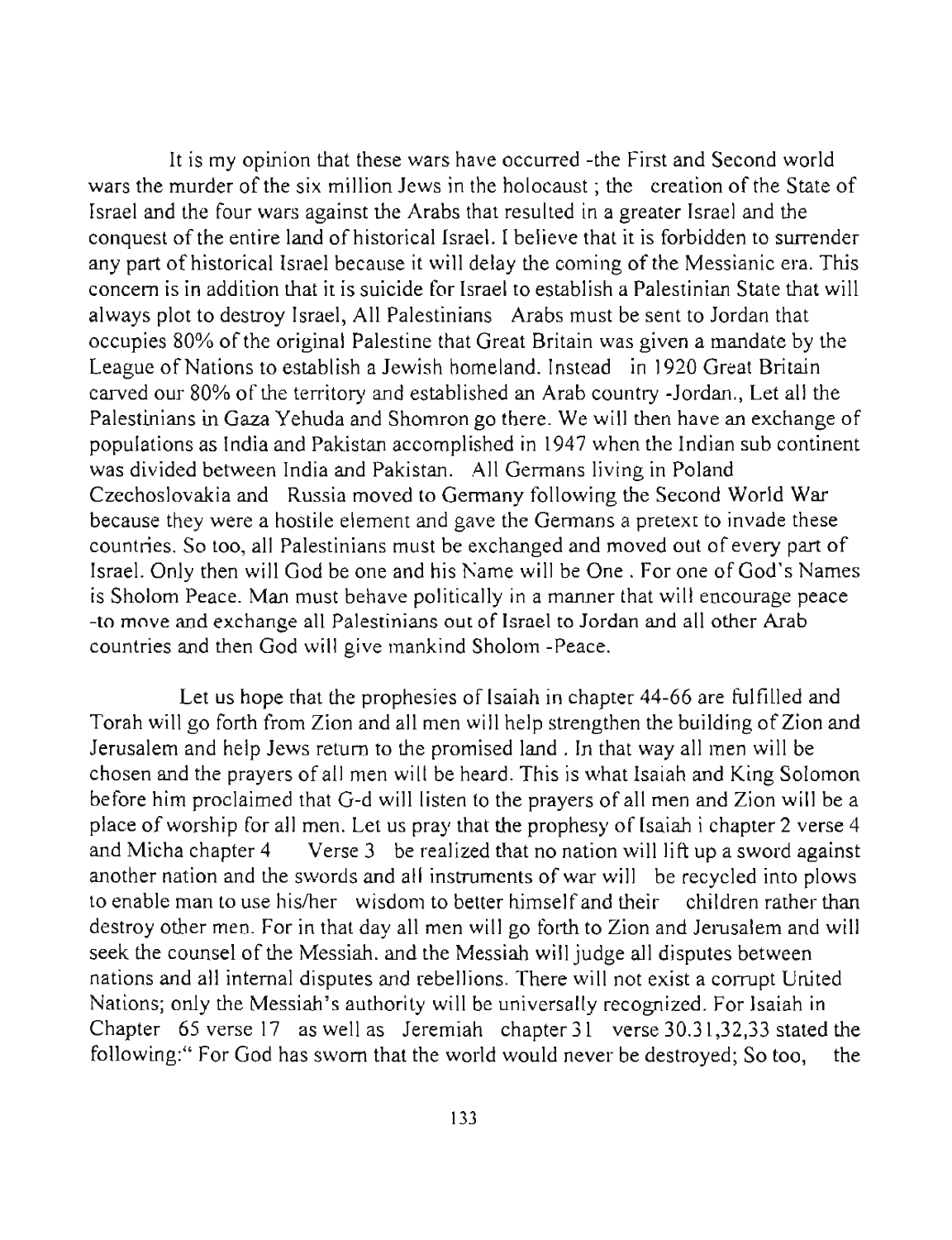It is my opinion that these wars have occurred -the First and Second world wars the murder of the six million Jews in the holocaust ; the creation of the State of Israel and the four wars against the Arabs that resulted in a greater Israel and the conquest of the entire land of historical Israel. I believe that it is forbidden to surrender any part of historical Israel because it will delay the coming of the Messianic era. This concern is in addition that it is suicide for Israel to establish a Palestinian State that will always plot to destroy Israel, All Palestinians Arabs must be sent to Jordan that occupies 80% of the original Palestine that Great Britain was given a mandate by the League of Nations to establish a Jewish homeland. Instead in 1920 Great Britain carved our 80% of the territory and established an Arab country -Jordan., Let all the Palestinians in Gaza Yehuda and Shomron go there. We will then have an exchange of populations as India and Pakistan accomplished in 1947 when the Indian sub continent was divided between India and Pakistan. All Germans living in Poland Czechoslovakia and Russia moved to Germany following the Second World War because they were a hostile element and gave the Germans a pretext to invade these countries. So too, all Palestinians must be exchanged and moved out of every part of Israel. Only then will God be one and his Name will be One . For one of God's Names is Sholom Peace. Man must behave politically in a manner that will encourage peace -to move and exchange all Palestinians out of Israel to Jordan and all other Arab countries and then God will give mankind Sholom -Peace.

Let us hope that the prophesies of Isaiah in chapter 44-66 are fulfilled and Torah will go forth from Zion and all men will help strengthen the building of Zion and Jerusalem and help Jews return to the promised land . In that way all men will be chosen and the prayers of all men will be heard. This is what Isaiah and King Solomon before him proclaimed that G-d will listen to the prayers of all men and Zion will be a place of worship for all men. Let us pray that the prophesy of Isaiah i chapter 2 verse 4 and Micha chapter 4 Verse 3 be realized that no nation will lift up a sword against another nation and the swords and all instruments of war will be recycled into plows to enable man to use his/her wisdom to better himself and their children rather than destroy other men. For in that day all men will go forth to Zion and Jerusalem and will seek the counsel of the Messiah. and the Messiah will judge all disputes between nations and all internal disputes and rebellions. There will not exist a corrupt United Nations; only the Messiah's authority will be universally recognized. For Isaiah in Chapter 65 verse 17 as well as Jeremiah chapter 31 verse 30.31,32,33 stated the following:" For God has sworn that the world would never be destroyed; So too, the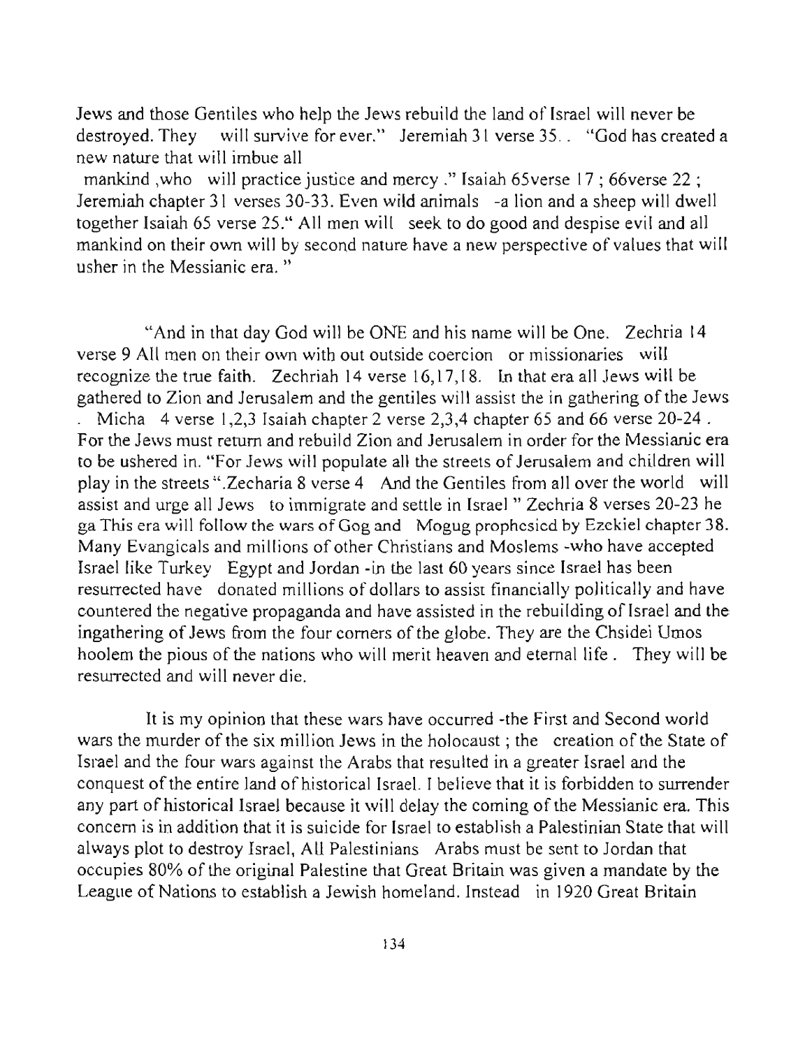Jews and those Gentiles who help the Jews rebuild the land of Israel will never be destroyed. They will survive for ever." Jeremiah 31 verse 35. . "God has created a new nature that will imbue all

mankind ,who will practice justice and mercy ." Isaiah 65verse 17 ; 66verse 22 ; Jeremiah chapter 31 verses 30-33. Even wild animals -a lion and a sheep will dwell together Isaiah 65 verse 25." All men will seek to do good and despise evil and all mankind on their own will by second nature have a new perspective of values that will usher in the Messianic era. "

"And in that day God will be ONE and his name will be One. Zechria 14 verse 9 All men on their own with out outside coercion or missionaries will recognize the true faith. Zechriah 14 verse 16,17,18. In that era all Jews will be gathered to Zion and Jerusalem and the gentiles will assist the in gathering of the Jews . Micha 4 verse 1,2,3 Isaiah chapter 2 verse 2,3,4 chapter 65 and 66 verse 20-24 . For the Jews must return and rebuild Zion and Jerusalem in order for the Messianic era to be ushered in. "For Jews will populate all the streets of Jerusalem and children will play in the streets ".Zecharia 8 verse 4 And the Gentiles from all over the world will assist and urge all Jews to immigrate and settle in Israel " Zechria 8 verses 20-23 he ga This era will follow the wars of Gog and Mogug prophesied by Ezekiel chapter 38. Many Evangicals and millions of other Christians and Moslems -who have accepted Israel like Turkey Egypt and Jordan -in the last 60 years since Israel has been resurrected have donated millions of dollars to assist financially politically and have countered the negative propaganda and have assisted in the rebuilding of Israel and the ingathering of Jews from the four corners of the globe. They are the Chsidei Umos hoolem the pious of the nations who will merit heaven and eternal life . They will be resurrected and will never die.

It is my opinion that these wars have occurred -the First and Second world wars the murder of the six million Jews in the holocaust ; the creation of the State of Israel and the four wars against the Arabs that resulted in a greater Israel and the conquest of the entire land of historical Israel. I believe that it is forbidden to surrender any part of historical Israel because it will delay the coming of the Messianic era. This concern is in addition that it is suicide for Israel to establish a Palestinian State that will always plot to destroy Israel, All Palestinians Arabs must be sent to Jordan that occupies 80% of the original Palestine that Great Britain was given a mandate by the League of Nations to establish a Jewish homeland. Instead in 1920 Great Britain